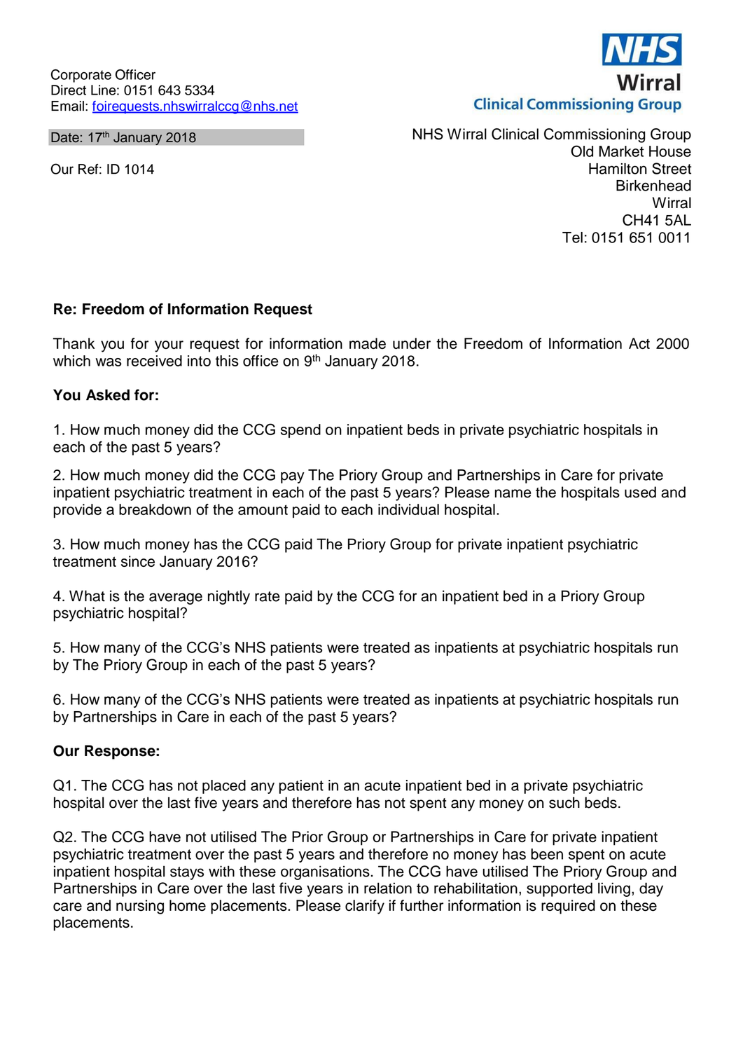Corporate Officer
Direct Line: 0151 643 5334
Email: foirequests.nhswirralccg@nhs.net

**NHS**
**Wirral**
**Clinical Commissioning Group**

Date: 17th January 2018

Our Ref: ID 1014

NHS Wirral Clinical Commissioning Group
Old Market House
Hamilton Street
Birkenhead
Wirral
CH41 5AL
Tel: 0151 651 0011

**Re: Freedom of Information Request**

Thank you for your request for information made under the Freedom of Information Act 2000 which was received into this office on 9th January 2018.

**You Asked for:**

1. How much money did the CCG spend on inpatient beds in private psychiatric hospitals in each of the past 5 years?

2. How much money did the CCG pay The Priory Group and Partnerships in Care for private inpatient psychiatric treatment in each of the past 5 years? Please name the hospitals used and provide a breakdown of the amount paid to each individual hospital.

3. How much money has the CCG paid The Priory Group for private inpatient psychiatric treatment since January 2016?

4. What is the average nightly rate paid by the CCG for an inpatient bed in a Priory Group psychiatric hospital?

5. How many of the CCG's NHS patients were treated as inpatients at psychiatric hospitals run by The Priory Group in each of the past 5 years?

6. How many of the CCG's NHS patients were treated as inpatients at psychiatric hospitals run by Partnerships in Care in each of the past 5 years?

**Our Response:**

Q1. The CCG has not placed any patient in an acute inpatient bed in a private psychiatric hospital over the last five years and therefore has not spent any money on such beds.

Q2. The CCG have not utilised The Prior Group or Partnerships in Care for private inpatient psychiatric treatment over the past 5 years and therefore no money has been spent on acute inpatient hospital stays with these organisations. The CCG have utilised The Priory Group and Partnerships in Care over the last five years in relation to rehabilitation, supported living, day care and nursing home placements. Please clarify if further information is required on these placements.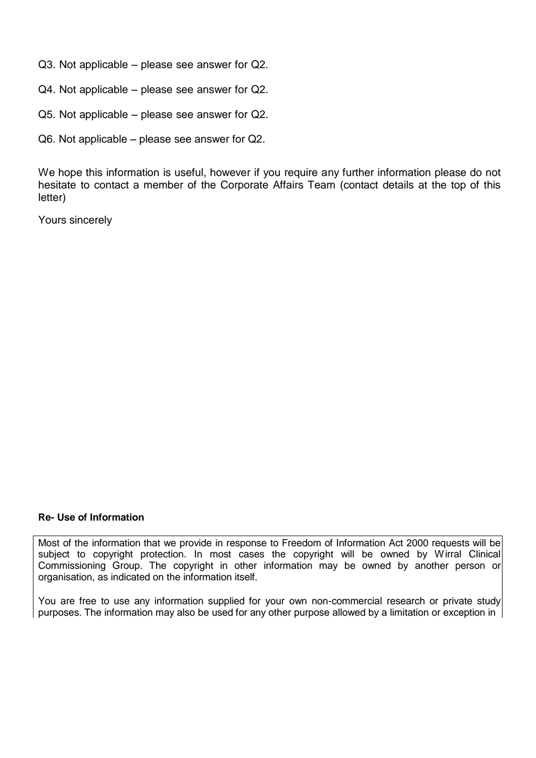Q3. Not applicable – please see answer for Q2.

Q4. Not applicable – please see answer for Q2.

Q5. Not applicable – please see answer for Q2.

Q6. Not applicable – please see answer for Q2.

We hope this information is useful, however if you require any further information please do not hesitate to contact a member of the Corporate Affairs Team (contact details at the top of this letter)

Yours sincerely

**Re- Use of Information**

Most of the information that we provide in response to Freedom of Information Act 2000 requests will be subject to copyright protection. In most cases the copyright will be owned by Wirral Clinical Commissioning Group. The copyright in other information may be owned by another person or organisation, as indicated on the information itself.

You are free to use any information supplied for your own non-commercial research or private study purposes. The information may also be used for any other purpose allowed by a limitation or exception in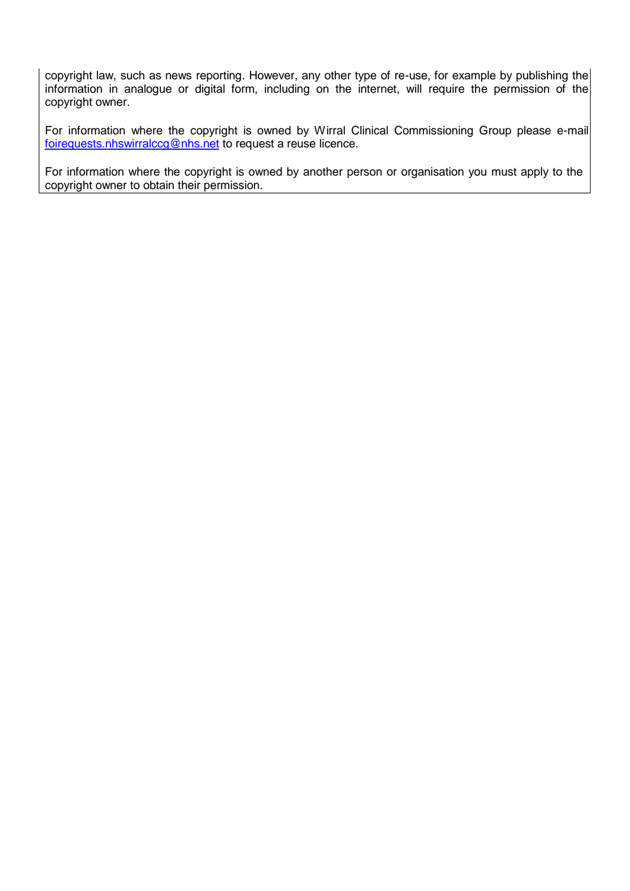copyright law, such as news reporting. However, any other type of re-use, for example by publishing the information in analogue or digital form, including on the internet, will require the permission of the copyright owner.

For information where the copyright is owned by Wirral Clinical Commissioning Group please e-mail foirequests.nhswirralccg@nhs.net to request a reuse licence.

For information where the copyright is owned by another person or organisation you must apply to the copyright owner to obtain their permission.